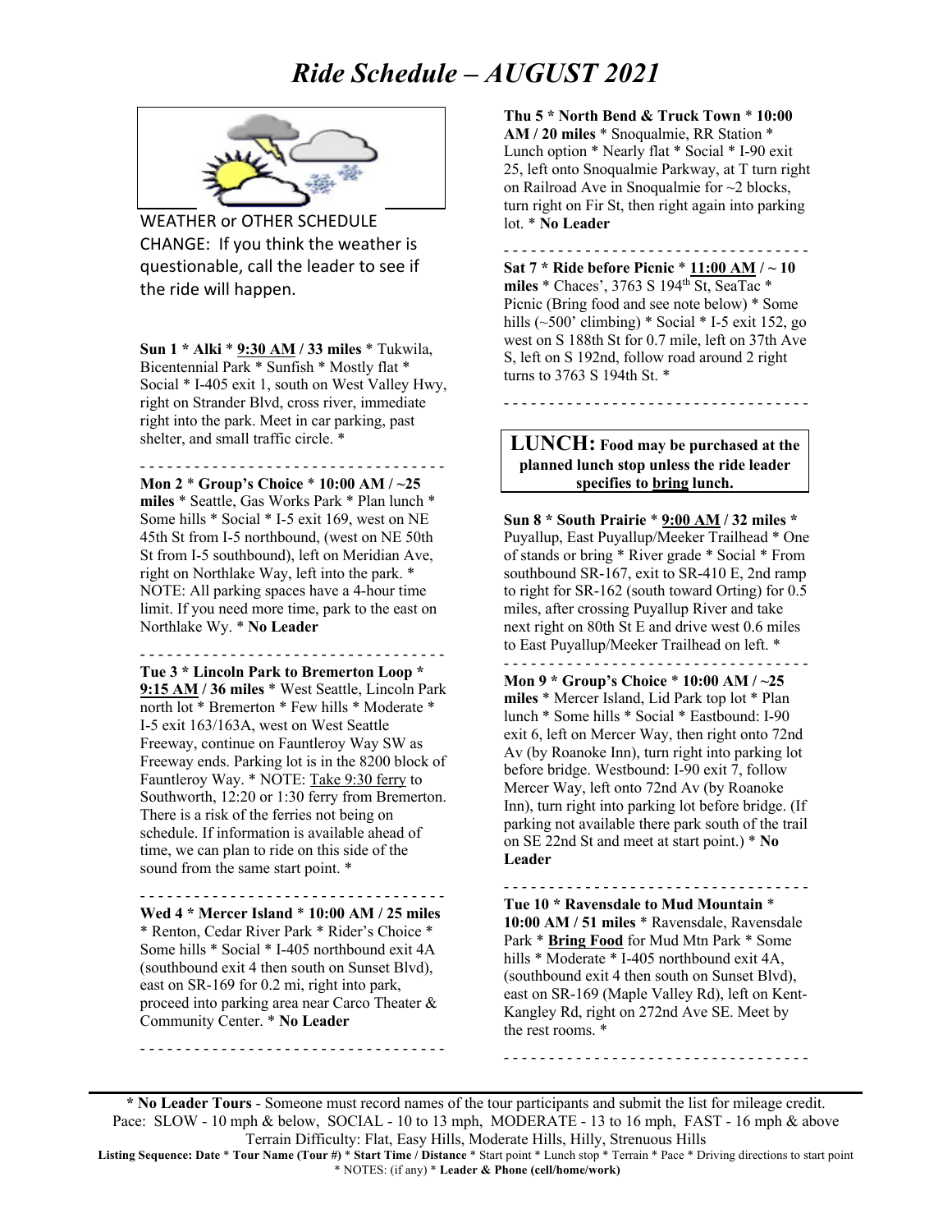# *Ride Schedule – AUGUST 2021*

WEATHER or OTHER SCHEDULE CHANGE: If you think the weather is questionable, call the leader to see if the ride will happen.

**Sun 1 * Alki * 9:30 AM / 33 miles** * Tukwila, Bicentennial Park * Sunfish * Mostly flat * Social * I-405 exit 1, south on West Valley Hwy, right on Strander Blvd, cross river, immediate right into the park. Meet in car parking, past shelter, and small traffic circle. *

- - - - - - - - - - - - - - - - - - - - - - - - - - - - - - - - -

**Mon 2 * Group's Choice * 10:00 AM / ~25 miles** * Seattle, Gas Works Park * Plan lunch * Some hills * Social * I-5 exit 169, west on NE 45th St from I-5 northbound, (west on NE 50th St from I-5 southbound), left on Meridian Ave, right on Northlake Way, left into the park. * NOTE: All parking spaces have a 4-hour time limit. If you need more time, park to the east on Northlake Wy. * **No Leader**

- - - - - - - - - - - - - - - - - - - - - - - - - - - - - - - - -

**Tue 3 * Lincoln Park to Bremerton Loop * 9:15 AM / 36 miles** * West Seattle, Lincoln Park north lot * Bremerton * Few hills * Moderate * I-5 exit 163/163A, west on West Seattle Freeway, continue on Fauntleroy Way SW as Freeway ends. Parking lot is in the 8200 block of Fauntleroy Way. * NOTE: Take 9:30 ferry to Southworth, 12:20 or 1:30 ferry from Bremerton. There is a risk of the ferries not being on schedule. If information is available ahead of time, we can plan to ride on this side of the sound from the same start point. *

- - - - - - - - - - - - - - - - - - - - - - - - - - - - - - - - -

**Wed 4 * Mercer Island * 10:00 AM / 25 miles** * Renton, Cedar River Park * Rider's Choice * Some hills * Social * I-405 northbound exit 4A (southbound exit 4 then south on Sunset Blvd), east on SR-169 for 0.2 mi, right into park, proceed into parking area near Carco Theater & Community Center. * **No Leader**

- - - - - - - - - - - - - - - - - - - - - - - - - - - - - - - - -

**Thu 5 * North Bend & Truck Town * 10:00 AM / 20 miles** * Snoqualmie, RR Station * Lunch option * Nearly flat * Social * I-90 exit 25, left onto Snoqualmie Parkway, at T turn right on Railroad Ave in Snoqualmie for ~2 blocks, turn right on Fir St, then right again into parking lot. * **No Leader**

- - - - - - - - - - - - - - - - - - - - - - - - - - - - - - - - -

**Sat 7 * Ride before Picnic * 11:00 AM / ~ 10 miles** * Chaces', 3763 S 194th St, SeaTac * Picnic (Bring food and see note below) * Some hills (~500' climbing) * Social * I-5 exit 152, go west on S 188th St for 0.7 mile, left on 37th Ave S, left on S 192nd, follow road around 2 right turns to 3763 S 194th St. *

- - - - - - - - - - - - - - - - - - - - - - - - - - - - - - - - -

**LUNCH: Food may be purchased at the planned lunch stop unless the ride leader specifies to bring lunch.**

**Sun 8 * South Prairie * 9:00 AM / 32 miles** * Puyallup, East Puyallup/Meeker Trailhead * One of stands or bring * River grade * Social * From southbound SR-167, exit to SR-410 E, 2nd ramp to right for SR-162 (south toward Orting) for 0.5 miles, after crossing Puyallup River and take next right on 80th St E and drive west 0.6 miles to East Puyallup/Meeker Trailhead on left. *

- - - - - - - - - - - - - - - - - - - - - - - - - - - - - - - - -

**Mon 9 * Group's Choice * 10:00 AM / ~25 miles** * Mercer Island, Lid Park top lot * Plan lunch * Some hills * Social * Eastbound: I-90 exit 6, left on Mercer Way, then right onto 72nd Av (by Roanoke Inn), turn right into parking lot before bridge. Westbound: I-90 exit 7, follow Mercer Way, left onto 72nd Av (by Roanoke Inn), turn right into parking lot before bridge. (If parking not available there park south of the trail on SE 22nd St and meet at start point.) * **No Leader**

- - - - - - - - - - - - - - - - - - - - - - - - - - - - - - - - -

**Tue 10 * Ravensdale to Mud Mountain * 10:00 AM / 51 miles** * Ravensdale, Ravensdale Park * **Bring Food** for Mud Mtn Park * Some hills * Moderate * I-405 northbound exit 4A, (southbound exit 4 then south on Sunset Blvd), east on SR-169 (Maple Valley Rd), left on Kent-Kangley Rd, right on 272nd Ave SE. Meet by the rest rooms. *

- - - - - - - - - - - - - - - - - - - - - - - - - - - - - - - - -

**\* No Leader Tours** - Someone must record names of the tour participants and submit the list for mileage credit.
Pace: SLOW - 10 mph & below, SOCIAL - 10 to 13 mph, MODERATE - 13 to 16 mph, FAST - 16 mph & above
Terrain Difficulty: Flat, Easy Hills, Moderate Hills, Hilly, Strenuous Hills
**Listing Sequence: Date** * **Tour Name (Tour #)** * **Start Time / Distance** * Start point * Lunch stop * Terrain * Pace * Driving directions to start point * NOTES: (if any) * **Leader & Phone (cell/home/work)**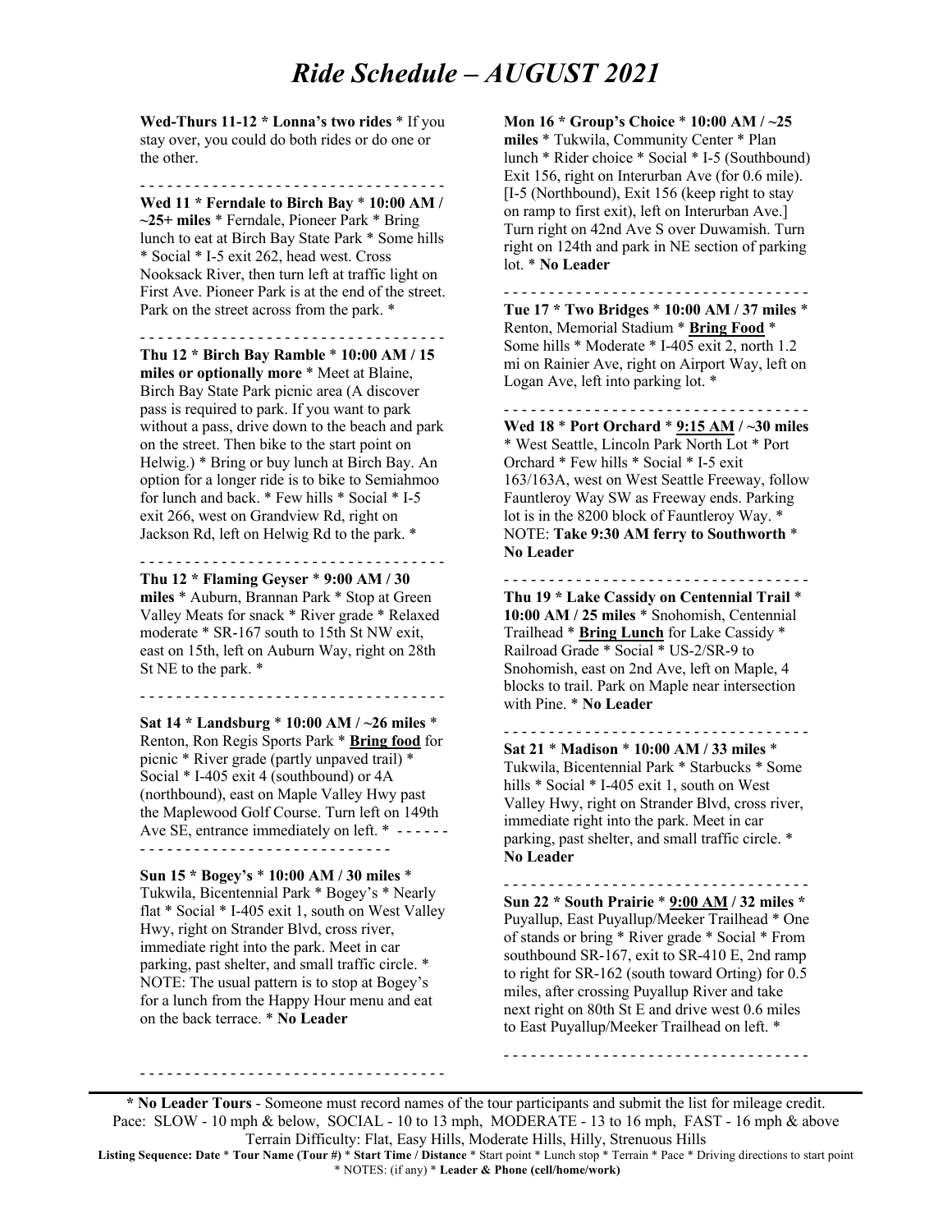#### *Ride Schedule – AUGUST 2021*

**Wed-Thurs 11-12 * Lonna's two rides** * If you stay over, you could do both rides or do one or the other.

- - - - - - - - - - - - - - - - - - - - - - - - - - - - - - - - -

**Wed 11 * Ferndale to Birch Bay** * **10:00 AM / ~25+ miles** * Ferndale, Pioneer Park * Bring lunch to eat at Birch Bay State Park * Some hills * Social * I-5 exit 262, head west. Cross Nooksack River, then turn left at traffic light on First Ave. Pioneer Park is at the end of the street. Park on the street across from the park. *

- - - - - - - - - - - - - - - - - - - - - - - - - - - - - - - - -

**Thu 12 * Birch Bay Ramble** * **10:00 AM / 15 miles or optionally more** * Meet at Blaine, Birch Bay State Park picnic area (A discover pass is required to park. If you want to park without a pass, drive down to the beach and park on the street. Then bike to the start point on Helwig.) * Bring or buy lunch at Birch Bay. An option for a longer ride is to bike to Semiahmoo for lunch and back. * Few hills * Social * I-5 exit 266, west on Grandview Rd, right on Jackson Rd, left on Helwig Rd to the park. *

- - - - - - - - - - - - - - - - - - - - - - - - - - - - - - - - -

**Thu 12 * Flaming Geyser** * **9:00 AM / 30 miles** * Auburn, Brannan Park * Stop at Green Valley Meats for snack * River grade * Relaxed moderate * SR-167 south to 15th St NW exit, east on 15th, left on Auburn Way, right on 28th St NE to the park. *

- - - - - - - - - - - - - - - - - - - - - - - - - - - - - - - - -

**Sat 14 * Landsburg** * **10:00 AM / ~26 miles** * Renton, Ron Regis Sports Park * **Bring food** for picnic * River grade (partly unpaved trail) * Social * I-405 exit 4 (southbound) or 4A (northbound), east on Maple Valley Hwy past the Maplewood Golf Course. Turn left on 149th Ave SE, entrance immediately on left. *

- - - - - - - - - - - - - - - - - - - - - - - - - - - - - - - - -

**Sun 15 * Bogey's** * **10:00 AM / 30 miles** * Tukwila, Bicentennial Park * Bogey's * Nearly flat * Social * I-405 exit 1, south on West Valley Hwy, right on Strander Blvd, cross river, immediate right into the park. Meet in car parking, past shelter, and small traffic circle. * NOTE: The usual pattern is to stop at Bogey's for a lunch from the Happy Hour menu and eat on the back terrace. * **No Leader**

- - - - - - - - - - - - - - - - - - - - - - - - - - - - - - - - -

**Mon 16 * Group's Choice** * **10:00 AM / ~25 miles** * Tukwila, Community Center * Plan lunch * Rider choice * Social * I-5 (Southbound) Exit 156, right on Interurban Ave (for 0.6 mile). [I-5 (Northbound), Exit 156 (keep right to stay on ramp to first exit), left on Interurban Ave.] Turn right on 42nd Ave S over Duwamish. Turn right on 124th and park in NE section of parking lot. * **No Leader**

- - - - - - - - - - - - - - - - - - - - - - - - - - - - - - - - -

**Tue 17 * Two Bridges** * **10:00 AM / 37 miles** * Renton, Memorial Stadium * **Bring Food** * Some hills * Moderate * I-405 exit 2, north 1.2 mi on Rainier Ave, right on Airport Way, left on Logan Ave, left into parking lot. *

- - - - - - - - - - - - - - - - - - - - - - - - - - - - - - - - -

**Wed 18** * **Port Orchard** * **9:15 AM / ~30 miles** * West Seattle, Lincoln Park North Lot * Port Orchard * Few hills * Social * I-5 exit 163/163A, west on West Seattle Freeway, follow Fauntleroy Way SW as Freeway ends. Parking lot is in the 8200 block of Fauntleroy Way. * NOTE: **Take 9:30 AM ferry to Southworth** * **No Leader**

- - - - - - - - - - - - - - - - - - - - - - - - - - - - - - - - -

**Thu 19 * Lake Cassidy on Centennial Trail** * **10:00 AM / 25 miles** * Snohomish, Centennial Trailhead * **Bring Lunch** for Lake Cassidy * Railroad Grade * Social * US-2/SR-9 to Snohomish, east on 2nd Ave, left on Maple, 4 blocks to trail. Park on Maple near intersection with Pine. * **No Leader**

- - - - - - - - - - - - - - - - - - - - - - - - - - - - - - - - -

**Sat 21** * **Madison** * **10:00 AM / 33 miles** * Tukwila, Bicentennial Park * Starbucks * Some hills * Social * I-405 exit 1, south on West Valley Hwy, right on Strander Blvd, cross river, immediate right into the park. Meet in car parking, past shelter, and small traffic circle. * **No Leader**

- - - - - - - - - - - - - - - - - - - - - - - - - - - - - - - - -

**Sun 22 * South Prairie** * **9:00 AM / 32 miles** * Puyallup, East Puyallup/Meeker Trailhead * One of stands or bring * River grade * Social * From southbound SR-167, exit to SR-410 E, 2nd ramp to right for SR-162 (south toward Orting) for 0.5 miles, after crossing Puyallup River and take next right on 80th St E and drive west 0.6 miles to East Puyallup/Meeker Trailhead on left. *

- - - - - - - - - - - - - - - - - - - - - - - - - - - - - - - - -

---

**\* No Leader Tours** - Someone must record names of the tour participants and submit the list for mileage credit.
Pace: SLOW - 10 mph & below, SOCIAL - 10 to 13 mph, MODERATE - 13 to 16 mph, FAST - 16 mph & above
Terrain Difficulty: Flat, Easy Hills, Moderate Hills, Hilly, Strenuous Hills
**Listing Sequence: Date** * **Tour Name (Tour #)** * **Start Time / Distance** * Start point * Lunch stop * Terrain * Pace * Driving directions to start point * NOTES: (if any) * **Leader & Phone (cell/home/work)**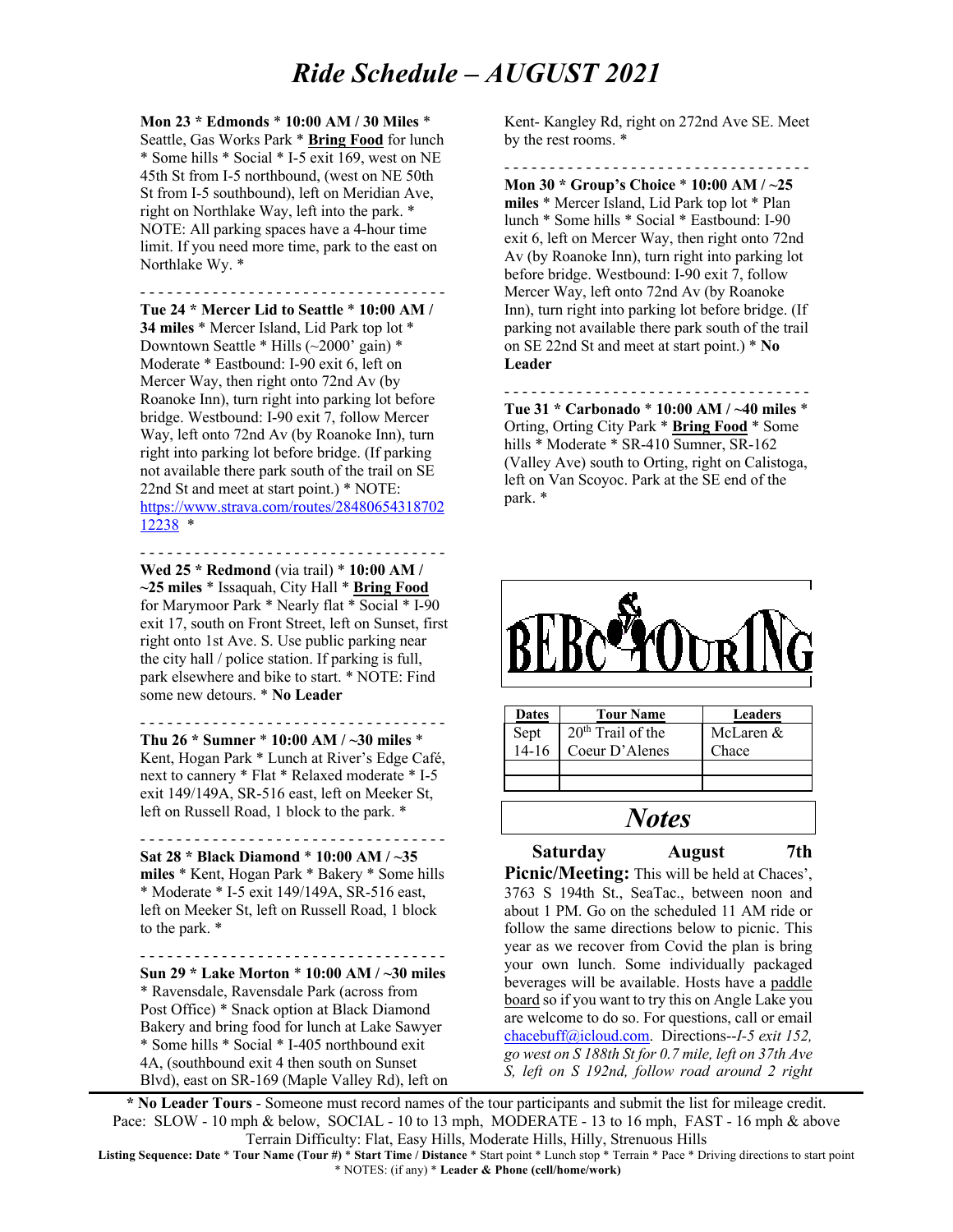# Ride Schedule – AUGUST 2021

**Mon 23** * **Edmonds** * **10:00 AM / 30 Miles** * Seattle, Gas Works Park * **Bring Food** for lunch * Some hills * Social * I-5 exit 169, west on NE 45th St from I-5 northbound, (west on NE 50th St from I-5 southbound), left on Meridian Ave, right on Northlake Way, left into the park. * NOTE: All parking spaces have a 4-hour time limit. If you need more time, park to the east on Northlake Wy. *

- - - - - - - - - - - - - - - - - - - - - - - - - - - - - - - - -

**Tue 24** * **Mercer Lid to Seattle** * **10:00 AM / 34 miles** * Mercer Island, Lid Park top lot * Downtown Seattle * Hills (~2000' gain) * Moderate * Eastbound: I-90 exit 6, left on Mercer Way, then right onto 72nd Av (by Roanoke Inn), turn right into parking lot before bridge. Westbound: I-90 exit 7, follow Mercer Way, left onto 72nd Av (by Roanoke Inn), turn right into parking lot before bridge. (If parking not available there park south of the trail on SE 22nd St and meet at start point.) * NOTE: https://www.strava.com/routes/2848065431870212238 *

- - - - - - - - - - - - - - - - - - - - - - - - - - - - - - - - -

**Wed 25** * **Redmond** (via trail) * **10:00 AM / ~25 miles** * Issaquah, City Hall * **Bring Food** for Marymoor Park * Nearly flat * Social * I-90 exit 17, south on Front Street, left on Sunset, first right onto 1st Ave. S. Use public parking near the city hall / police station. If parking is full, park elsewhere and bike to start. * NOTE: Find some new detours. * **No Leader**

- - - - - - - - - - - - - - - - - - - - - - - - - - - - - - - - -

**Thu 26** * **Sumner** * **10:00 AM / ~30 miles** * Kent, Hogan Park * Lunch at River's Edge Café, next to cannery * Flat * Relaxed moderate * I-5 exit 149/149A, SR-516 east, left on Meeker St, left on Russell Road, 1 block to the park. *

- - - - - - - - - - - - - - - - - - - - - - - - - - - - - - - - -

**Sat 28** * **Black Diamond** * **10:00 AM / ~35 miles** * Kent, Hogan Park * Bakery * Some hills * Moderate * I-5 exit 149/149A, SR-516 east, left on Meeker St, left on Russell Road, 1 block to the park. *

- - - - - - - - - - - - - - - - - - - - - - - - - - - - - - - - -

**Sun 29** * **Lake Morton** * **10:00 AM / ~30 miles** * Ravensdale, Ravensdale Park (across from Post Office) * Snack option at Black Diamond Bakery and bring food for lunch at Lake Sawyer * Some hills * Social * I-405 northbound exit 4A, (southbound exit 4 then south on Sunset Blvd), east on SR-169 (Maple Valley Rd), left on Kent- Kangley Rd, right on 272nd Ave SE. Meet by the rest rooms. *

- - - - - - - - - - - - - - - - - - - - - - - - - - - - - - - - -

**Mon 30** * **Group's Choice** * **10:00 AM / ~25 miles** * Mercer Island, Lid Park top lot * Plan lunch * Some hills * Social * Eastbound: I-90 exit 6, left on Mercer Way, then right onto 72nd Av (by Roanoke Inn), turn right into parking lot before bridge. Westbound: I-90 exit 7, follow Mercer Way, left onto 72nd Av (by Roanoke Inn), turn right into parking lot before bridge. (If parking not available there park south of the trail on SE 22nd St and meet at start point.) * **No Leader**

- - - - - - - - - - - - - - - - - - - - - - - - - - - - - - - - -

**Tue 31** * **Carbonado** * **10:00 AM / ~40 miles** * Orting, Orting City Park * **Bring Food** * Some hills * Moderate * SR-410 Sumner, SR-162 (Valley Ave) south to Orting, right on Calistoga, left on Van Scoyoc. Park at the SE end of the park. *

BEBC TOURING

| Dates | Tour Name | Leaders |
| --- | --- | --- |
| Sept 14-16 | 20th Trail of the Coeur D'Alenes | McLaren & Chace |
| | | |
| | | |

## *Notes*

**Saturday August 7th Picnic/Meeting:** This will be held at Chaces', 3763 S 194th St., SeaTac., between noon and about 1 PM. Go on the scheduled 11 AM ride or follow the same directions below to picnic. This year as we recover from Covid the plan is bring your own lunch. Some individually packaged beverages will be available. Hosts have a paddle board so if you want to try this on Angle Lake you are welcome to do so. For questions, call or email chacebuff@icloud.com. Directions--*I-5 exit 152, go west on S 188th St for 0.7 mile, left on 37th Ave S, left on S 192nd, follow road around 2 right*

---

*** No Leader Tours** - Someone must record names of the tour participants and submit the list for mileage credit.
Pace: SLOW - 10 mph & below, SOCIAL - 10 to 13 mph, MODERATE - 13 to 16 mph, FAST - 16 mph & above
Terrain Difficulty: Flat, Easy Hills, Moderate Hills, Hilly, Strenuous Hills

**Listing Sequence: Date** * **Tour Name (Tour #)** * **Start Time / Distance** * Start point * Lunch stop * Terrain * Pace * Driving directions to start point * NOTES: (if any) * **Leader & Phone (cell/home/work)**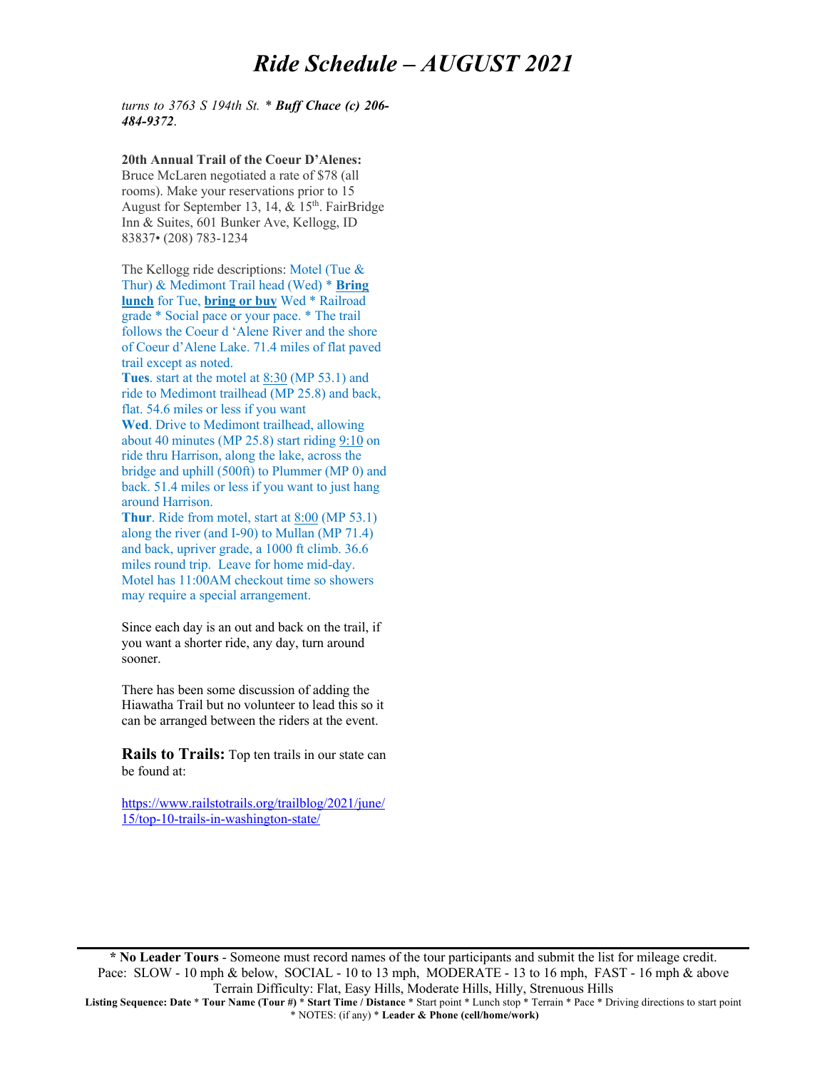# *Ride Schedule – AUGUST 2021*

*turns to 3763 S 194th St.* * ***Buff Chace (c) 206-484-9372***.

**20th Annual Trail of the Coeur D'Alenes:** Bruce McLaren negotiated a rate of $78 (all rooms). Make your reservations prior to 15 August for September 13, 14, & 15th. FairBridge Inn & Suites, 601 Bunker Ave, Kellogg, ID 83837• (208) 783-1234

The Kellogg ride descriptions: Motel (Tue & Thur) & Medimont Trail head (Wed) * **Bring lunch** for Tue, **bring or buy** Wed * Railroad grade * Social pace or your pace. * The trail follows the Coeur d 'Alene River and the shore of Coeur d'Alene Lake. 71.4 miles of flat paved trail except as noted.

**Tues**. start at the motel at 8:30 (MP 53.1) and ride to Medimont trailhead (MP 25.8) and back, flat. 54.6 miles or less if you want

**Wed**. Drive to Medimont trailhead, allowing about 40 minutes (MP 25.8) start riding 9:10 on ride thru Harrison, along the lake, across the bridge and uphill (500ft) to Plummer (MP 0) and back. 51.4 miles or less if you want to just hang around Harrison.

**Thur**. Ride from motel, start at 8:00 (MP 53.1) along the river (and I-90) to Mullan (MP 71.4) and back, upriver grade, a 1000 ft climb. 36.6 miles round trip. Leave for home mid-day. Motel has 11:00AM checkout time so showers may require a special arrangement.

Since each day is an out and back on the trail, if you want a shorter ride, any day, turn around sooner.

There has been some discussion of adding the Hiawatha Trail but no volunteer to lead this so it can be arranged between the riders at the event.

**Rails to Trails:** Top ten trails in our state can be found at:

https://www.railstotrails.org/trailblog/2021/june/15/top-10-trails-in-washington-state/

---

**\* No Leader Tours** - Someone must record names of the tour participants and submit the list for mileage credit.
Pace: SLOW - 10 mph & below, SOCIAL - 10 to 13 mph, MODERATE - 13 to 16 mph, FAST - 16 mph & above
Terrain Difficulty: Flat, Easy Hills, Moderate Hills, Hilly, Strenuous Hills
**Listing Sequence: Date** * **Tour Name (Tour #)** * **Start Time / Distance** * Start point * Lunch stop * Terrain * Pace * Driving directions to start point * NOTES: (if any) * **Leader & Phone (cell/home/work)**